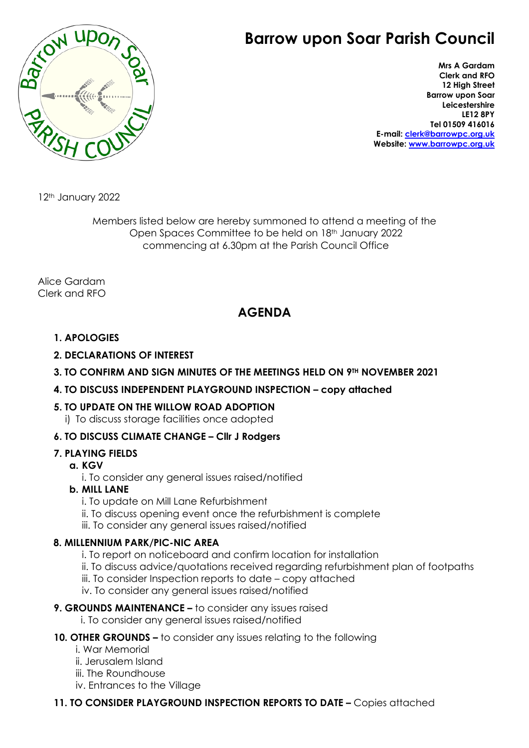# Barrow upon Soar Parish Council

**Mrs A Gardam**
**Clerk and RFO**
**12 High Street**
**Barrow upon Soar**
**Leicestershire**
**LE12 8PY**
**Tel 01509 416016**
**E-mail: clerk@barrowpc.org.uk**
**Website: www.barrowpc.org.uk**

12th January 2022

Members listed below are hereby summoned to attend a meeting of the Open Spaces Committee to be held on 18th January 2022 commencing at 6.30pm at the Parish Council Office

Alice Gardam
Clerk and RFO

## AGENDA

1. **APOLOGIES**
2. **DECLARATIONS OF INTEREST**
3. **TO CONFIRM AND SIGN MINUTES OF THE MEETINGS HELD ON 9TH NOVEMBER 2021**
4. **TO DISCUSS INDEPENDENT PLAYGROUND INSPECTION – copy attached**
5. **TO UPDATE ON THE WILLOW ROAD ADOPTION**
   i) To discuss storage facilities once adopted
6. **TO DISCUSS CLIMATE CHANGE – Cllr J Rodgers**
7. **PLAYING FIELDS**
   - **a. KGV**
     - i. To consider any general issues raised/notified
   - **b. MILL LANE**
     - i. To update on Mill Lane Refurbishment
     - ii. To discuss opening event once the refurbishment is complete
     - iii. To consider any general issues raised/notified
8. **MILLENNIUM PARK/PIC-NIC AREA**
   - i. To report on noticeboard and confirm location for installation
   - ii. To discuss advice/quotations received regarding refurbishment plan of footpaths
   - iii. To consider Inspection reports to date – copy attached
   - iv. To consider any general issues raised/notified
9. **GROUNDS MAINTENANCE –** to consider any issues raised
   - i. To consider any general issues raised/notified
10. **OTHER GROUNDS –** to consider any issues relating to the following
    - i. War Memorial
    - ii. Jerusalem Island
    - iii. The Roundhouse
    - iv. Entrances to the Village
11. **TO CONSIDER PLAYGROUND INSPECTION REPORTS TO DATE –** Copies attached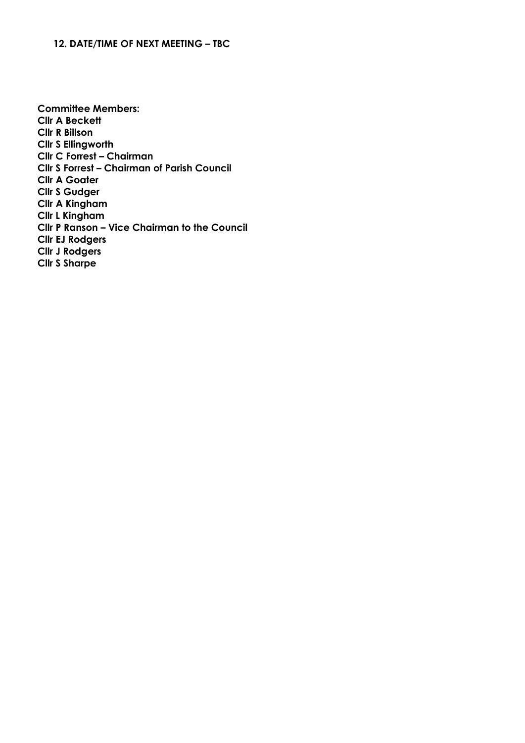## 12. DATE/TIME OF NEXT MEETING – TBC

**Committee Members:**
**Cllr A Beckett**
**Cllr R Billson**
**Cllr S Ellingworth**
**Cllr C Forrest – Chairman**
**Cllr S Forrest – Chairman of Parish Council**
**Cllr A Goater**
**Cllr S Gudger**
**Cllr A Kingham**
**Cllr L Kingham**
**Cllr P Ranson – Vice Chairman to the Council**
**Cllr EJ Rodgers**
**Cllr J Rodgers**
**Cllr S Sharpe**